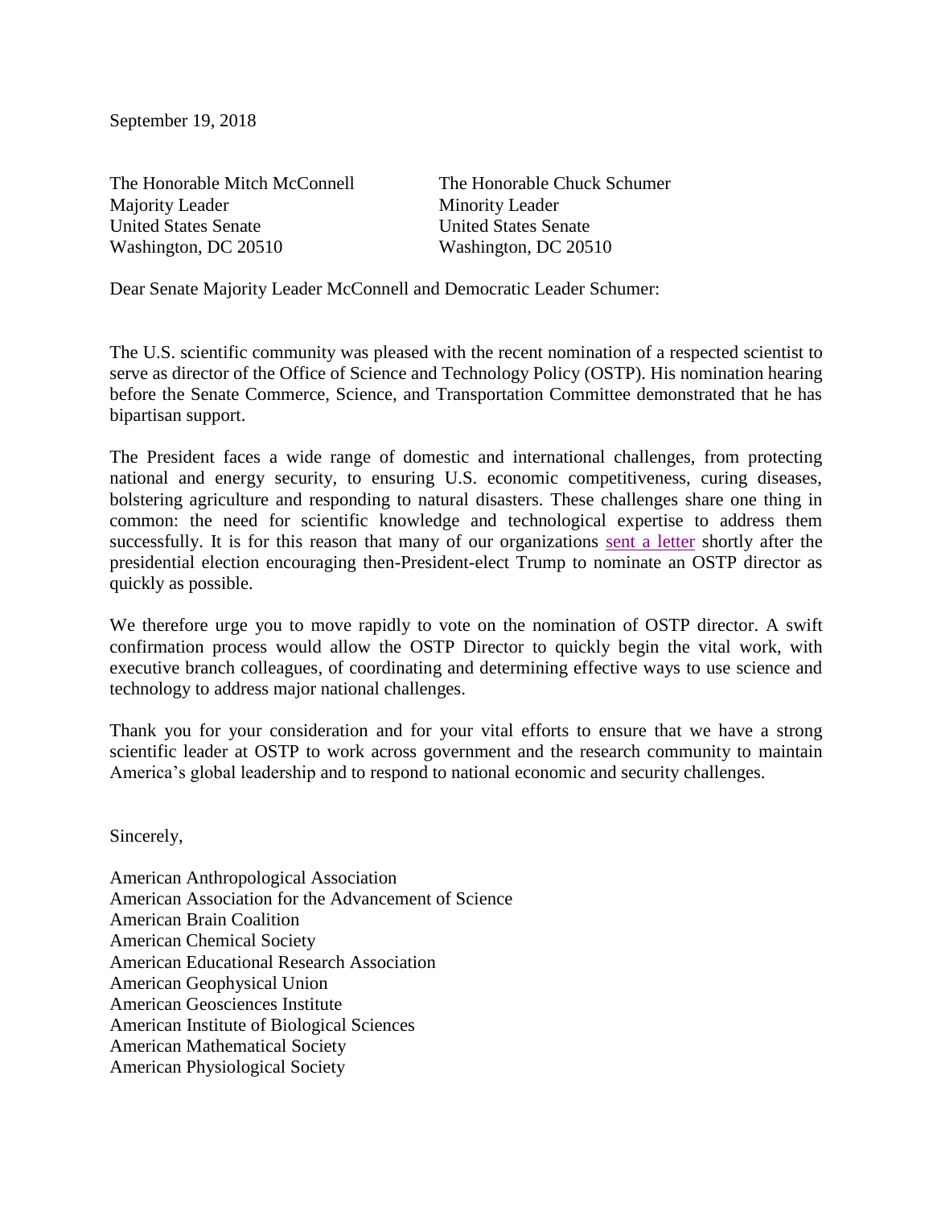September 19, 2018

The Honorable Mitch McConnell
Majority Leader
United States Senate
Washington, DC 20510

The Honorable Chuck Schumer
Minority Leader
United States Senate
Washington, DC 20510

Dear Senate Majority Leader McConnell and Democratic Leader Schumer:

The U.S. scientific community was pleased with the recent nomination of a respected scientist to serve as director of the Office of Science and Technology Policy (OSTP). His nomination hearing before the Senate Commerce, Science, and Transportation Committee demonstrated that he has bipartisan support.

The President faces a wide range of domestic and international challenges, from protecting national and energy security, to ensuring U.S. economic competitiveness, curing diseases, bolstering agriculture and responding to natural disasters. These challenges share one thing in common: the need for scientific knowledge and technological expertise to address them successfully. It is for this reason that many of our organizations sent a letter shortly after the presidential election encouraging then-President-elect Trump to nominate an OSTP director as quickly as possible.

We therefore urge you to move rapidly to vote on the nomination of OSTP director. A swift confirmation process would allow the OSTP Director to quickly begin the vital work, with executive branch colleagues, of coordinating and determining effective ways to use science and technology to address major national challenges.

Thank you for your consideration and for your vital efforts to ensure that we have a strong scientific leader at OSTP to work across government and the research community to maintain America's global leadership and to respond to national economic and security challenges.

Sincerely,

American Anthropological Association
American Association for the Advancement of Science
American Brain Coalition
American Chemical Society
American Educational Research Association
American Geophysical Union
American Geosciences Institute
American Institute of Biological Sciences
American Mathematical Society
American Physiological Society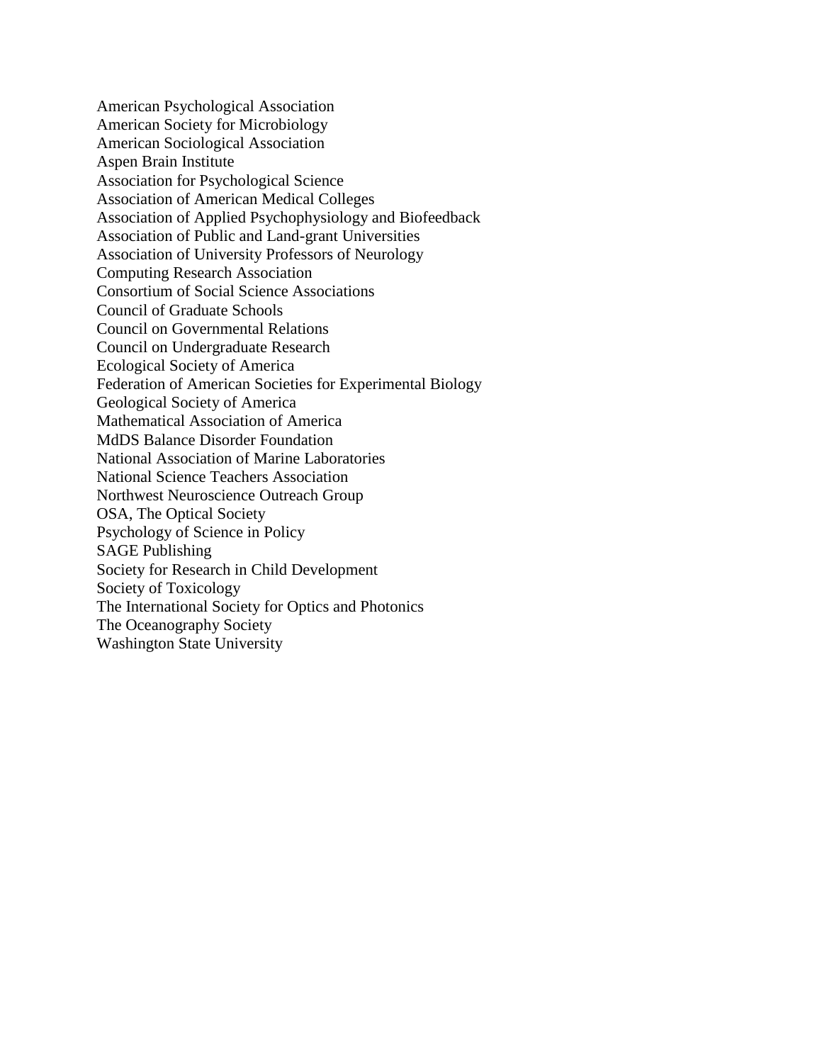American Psychological Association
American Society for Microbiology
American Sociological Association
Aspen Brain Institute
Association for Psychological Science
Association of American Medical Colleges
Association of Applied Psychophysiology and Biofeedback
Association of Public and Land-grant Universities
Association of University Professors of Neurology
Computing Research Association
Consortium of Social Science Associations
Council of Graduate Schools
Council on Governmental Relations
Council on Undergraduate Research
Ecological Society of America
Federation of American Societies for Experimental Biology
Geological Society of America
Mathematical Association of America
MdDS Balance Disorder Foundation
National Association of Marine Laboratories
National Science Teachers Association
Northwest Neuroscience Outreach Group
OSA, The Optical Society
Psychology of Science in Policy
SAGE Publishing
Society for Research in Child Development
Society of Toxicology
The International Society for Optics and Photonics
The Oceanography Society
Washington State University